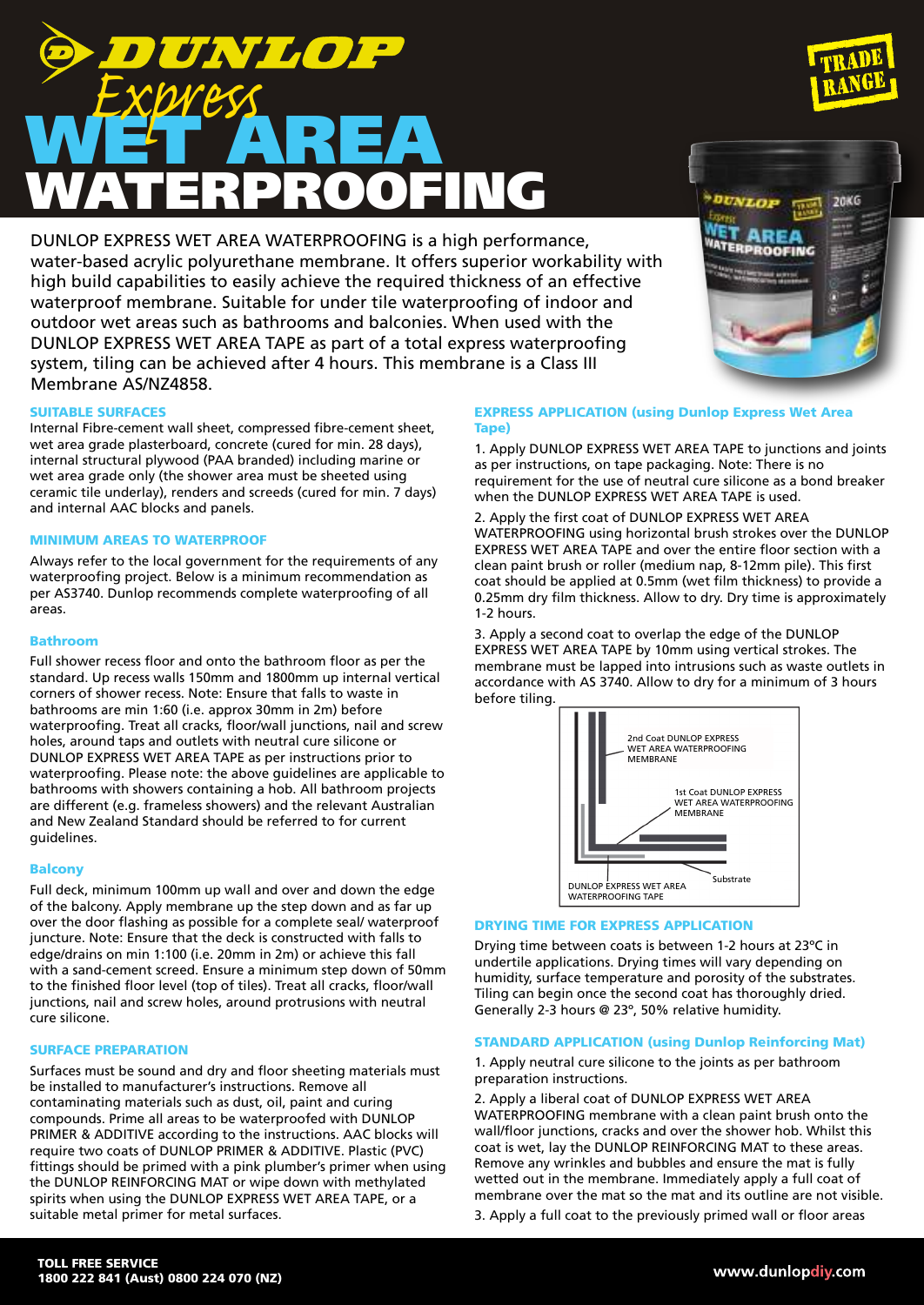# DUNLOP Express WET AREA WATERPROOFING

TRADE RANGE

DUNLOP EXPRESS WET AREA WATERPROOFING is a high performance, water-based acrylic polyurethane membrane. It offers superior workability with high build capabilities to easily achieve the required thickness of an effective waterproof membrane. Suitable for under tile waterproofing of indoor and outdoor wet areas such as bathrooms and balconies. When used with the DUNLOP EXPRESS WET AREA TAPE as part of a total express waterproofing system, tiling can be achieved after 4 hours. This membrane is a Class III Membrane AS/NZ4858.

## SUITABLE SURFACES

Internal Fibre-cement wall sheet, compressed fibre-cement sheet, wet area grade plasterboard, concrete (cured for min. 28 days), internal structural plywood (PAA branded) including marine or wet area grade only (the shower area must be sheeted using ceramic tile underlay), renders and screeds (cured for min. 7 days) and internal AAC blocks and panels.

## MINIMUM AREAS TO WATERPROOF

Always refer to the local government for the requirements of any waterproofing project. Below is a minimum recommendation as per AS3740. Dunlop recommends complete waterproofing of all areas.

### Bathroom

Full shower recess floor and onto the bathroom floor as per the standard. Up recess walls 150mm and 1800mm up internal vertical corners of shower recess. Note: Ensure that falls to waste in bathrooms are min 1:60 (i.e. approx 30mm in 2m) before waterproofing. Treat all cracks, floor/wall junctions, nail and screw holes, around taps and outlets with neutral cure silicone or DUNLOP EXPRESS WET AREA TAPE as per instructions prior to waterproofing. Please note: the above guidelines are applicable to bathrooms with showers containing a hob. All bathroom projects are different (e.g. frameless showers) and the relevant Australian and New Zealand Standard should be referred to for current guidelines.

### Balcony

Full deck, minimum 100mm up wall and over and down the edge of the balcony. Apply membrane up the step down and as far up over the door flashing as possible for a complete seal/ waterproof juncture. Note: Ensure that the deck is constructed with falls to edge/drains on min 1:100 (i.e. 20mm in 2m) or achieve this fall with a sand-cement screed. Ensure a minimum step down of 50mm to the finished floor level (top of tiles). Treat all cracks, floor/wall junctions, nail and screw holes, around protrusions with neutral cure silicone.

## SURFACE PREPARATION

Surfaces must be sound and dry and floor sheeting materials must be installed to manufacturer's instructions. Remove all contaminating materials such as dust, oil, paint and curing compounds. Prime all areas to be waterproofed with DUNLOP PRIMER & ADDITIVE according to the instructions. AAC blocks will require two coats of DUNLOP PRIMER & ADDITIVE. Plastic (PVC) fittings should be primed with a pink plumber's primer when using the DUNLOP REINFORCING MAT or wipe down with methylated spirits when using the DUNLOP EXPRESS WET AREA TAPE, or a suitable metal primer for metal surfaces.

## EXPRESS APPLICATION (using Dunlop Express Wet Area Tape)

1. Apply DUNLOP EXPRESS WET AREA TAPE to junctions and joints as per instructions, on tape packaging. Note: There is no requirement for the use of neutral cure silicone as a bond breaker when the DUNLOP EXPRESS WET AREA TAPE is used.

2. Apply the first coat of DUNLOP EXPRESS WET AREA WATERPROOFING using horizontal brush strokes over the DUNLOP EXPRESS WET AREA TAPE and over the entire floor section with a clean paint brush or roller (medium nap, 8-12mm pile). This first coat should be applied at 0.5mm (wet film thickness) to provide a 0.25mm dry film thickness. Allow to dry. Dry time is approximately 1-2 hours.

3. Apply a second coat to overlap the edge of the DUNLOP EXPRESS WET AREA TAPE by 10mm using vertical strokes. The membrane must be lapped into intrusions such as waste outlets in accordance with AS 3740. Allow to dry for a minimum of 3 hours before tiling.

2nd Coat DUNLOP EXPRESS WET AREA WATERPROOFING MEMBRANE

1st Coat DUNLOP EXPRESS WET AREA WATERPROOFING MEMBRANE

Substrate

DUNLOP EXPRESS WET AREA WATERPROOFING TAPE

## DRYING TIME FOR EXPRESS APPLICATION

Drying time between coats is between 1-2 hours at 23°C in undertile applications. Drying times will vary depending on humidity, surface temperature and porosity of the substrates. Tiling can begin once the second coat has thoroughly dried. Generally 2-3 hours @ 23°, 50% relative humidity.

## STANDARD APPLICATION (using Dunlop Reinforcing Mat)

1. Apply neutral cure silicone to the joints as per bathroom preparation instructions.

2. Apply a liberal coat of DUNLOP EXPRESS WET AREA WATERPROOFING membrane with a clean paint brush onto the wall/floor junctions, cracks and over the shower hob. Whilst this coat is wet, lay the DUNLOP REINFORCING MAT to these areas. Remove any wrinkles and bubbles and ensure the mat is fully wetted out in the membrane. Immediately apply a full coat of membrane over the mat so the mat and its outline are not visible.

3. Apply a full coat to the previously primed wall or floor areas

**TOLL FREE SERVICE**
**1800 222 841 (Aust) 0800 224 070 (NZ)**

**www.dunlopdiy.com**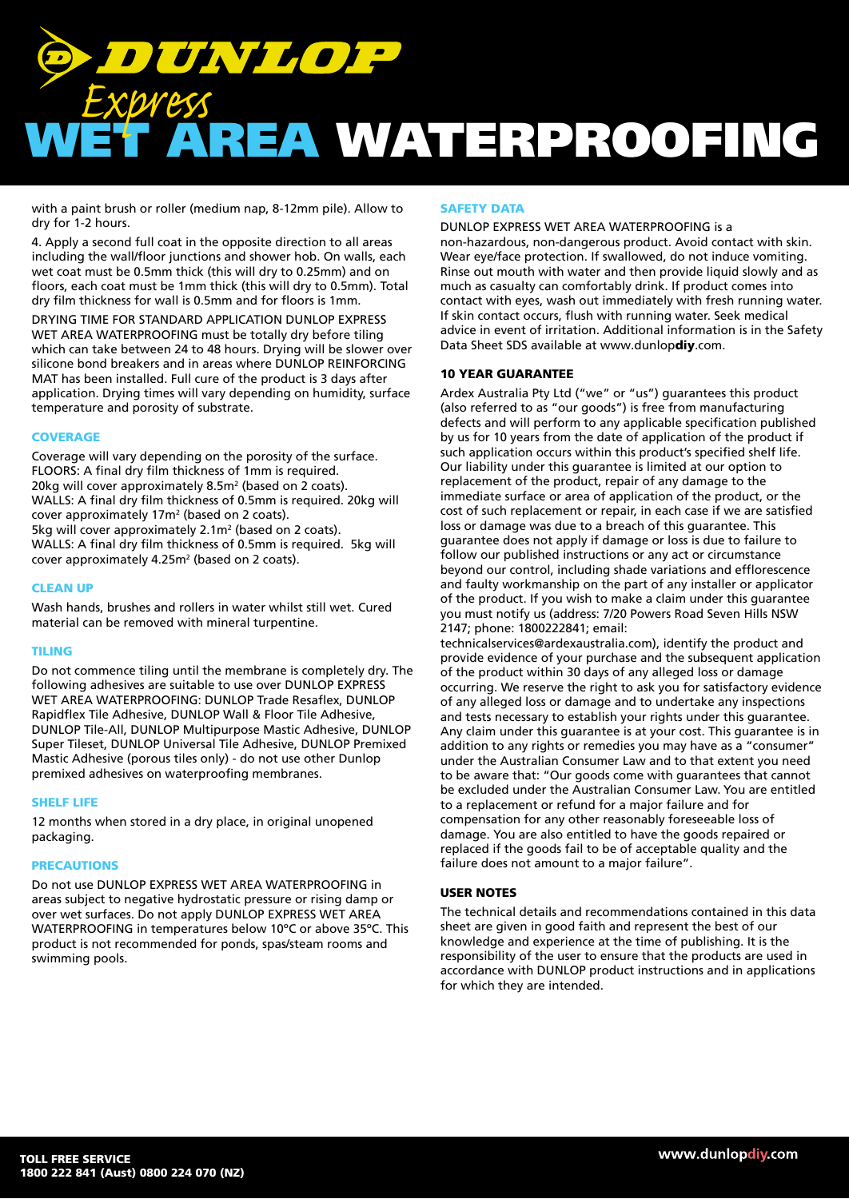# DUNLOP Express WET AREA WATERPROOFING

with a paint brush or roller (medium nap, 8-12mm pile). Allow to dry for 1-2 hours.

4. Apply a second full coat in the opposite direction to all areas including the wall/floor junctions and shower hob. On walls, each wet coat must be 0.5mm thick (this will dry to 0.25mm) and on floors, each coat must be 1mm thick (this will dry to 0.5mm). Total dry film thickness for wall is 0.5mm and for floors is 1mm.

DRYING TIME FOR STANDARD APPLICATION DUNLOP EXPRESS WET AREA WATERPROOFING must be totally dry before tiling which can take between 24 to 48 hours. Drying will be slower over silicone bond breakers and in areas where DUNLOP REINFORCING MAT has been installed. Full cure of the product is 3 days after application. Drying times will vary depending on humidity, surface temperature and porosity of substrate.

## COVERAGE

Coverage will vary depending on the porosity of the surface.
FLOORS: A final dry film thickness of 1mm is required.
20kg will cover approximately 8.5m² (based on 2 coats).
WALLS: A final dry film thickness of 0.5mm is required. 20kg will cover approximately 17m² (based on 2 coats).
5kg will cover approximately 2.1m² (based on 2 coats).
WALLS: A final dry film thickness of 0.5mm is required. 5kg will cover approximately 4.25m² (based on 2 coats).

## CLEAN UP

Wash hands, brushes and rollers in water whilst still wet. Cured material can be removed with mineral turpentine.

## TILING

Do not commence tiling until the membrane is completely dry. The following adhesives are suitable to use over DUNLOP EXPRESS WET AREA WATERPROOFING: DUNLOP Trade Resaflex, DUNLOP Rapidflex Tile Adhesive, DUNLOP Wall & Floor Tile Adhesive, DUNLOP Tile-All, DUNLOP Multipurpose Mastic Adhesive, DUNLOP Super Tileset, DUNLOP Universal Tile Adhesive, DUNLOP Premixed Mastic Adhesive (porous tiles only) - do not use other Dunlop premixed adhesives on waterproofing membranes.

## SHELF LIFE

12 months when stored in a dry place, in original unopened packaging.

## PRECAUTIONS

Do not use DUNLOP EXPRESS WET AREA WATERPROOFING in areas subject to negative hydrostatic pressure or rising damp or over wet surfaces. Do not apply DUNLOP EXPRESS WET AREA WATERPROOFING in temperatures below 10ºC or above 35ºC. This product is not recommended for ponds, spas/steam rooms and swimming pools.

## SAFETY DATA

DUNLOP EXPRESS WET AREA WATERPROOFING is a non-hazardous, non-dangerous product. Avoid contact with skin. Wear eye/face protection. If swallowed, do not induce vomiting. Rinse out mouth with water and then provide liquid slowly and as much as casualty can comfortably drink. If product comes into contact with eyes, wash out immediately with fresh running water. If skin contact occurs, flush with running water. Seek medical advice in event of irritation. Additional information is in the Safety Data Sheet SDS available at www.dunlop**diy**.com.

## 10 YEAR GUARANTEE

Ardex Australia Pty Ltd ("we" or "us") guarantees this product (also referred to as "our goods") is free from manufacturing defects and will perform to any applicable specification published by us for 10 years from the date of application of the product if such application occurs within this product's specified shelf life. Our liability under this guarantee is limited at our option to replacement of the product, repair of any damage to the immediate surface or area of application of the product, or the cost of such replacement or repair, in each case if we are satisfied loss or damage was due to a breach of this guarantee. This guarantee does not apply if damage or loss is due to failure to follow our published instructions or any act or circumstance beyond our control, including shade variations and efflorescence and faulty workmanship on the part of any installer or applicator of the product. If you wish to make a claim under this guarantee you must notify us (address: 7/20 Powers Road Seven Hills NSW 2147; phone: 1800222841; email: technicalservices@ardexaustralia.com), identify the product and provide evidence of your purchase and the subsequent application of the product within 30 days of any alleged loss or damage occurring. We reserve the right to ask you for satisfactory evidence of any alleged loss or damage and to undertake any inspections and tests necessary to establish your rights under this guarantee. Any claim under this guarantee is at your cost. This guarantee is in addition to any rights or remedies you may have as a "consumer" under the Australian Consumer Law and to that extent you need to be aware that: "Our goods come with guarantees that cannot be excluded under the Australian Consumer Law. You are entitled to a replacement or refund for a major failure and for compensation for any other reasonably foreseeable loss of damage. You are also entitled to have the goods repaired or replaced if the goods fail to be of acceptable quality and the failure does not amount to a major failure".

## USER NOTES

The technical details and recommendations contained in this data sheet are given in good faith and represent the best of our knowledge and experience at the time of publishing. It is the responsibility of the user to ensure that the products are used in accordance with DUNLOP product instructions and in applications for which they are intended.

**TOLL FREE SERVICE**
**1800 222 841 (Aust) 0800 224 070 (NZ)**

**www.dunlopdiy.com**